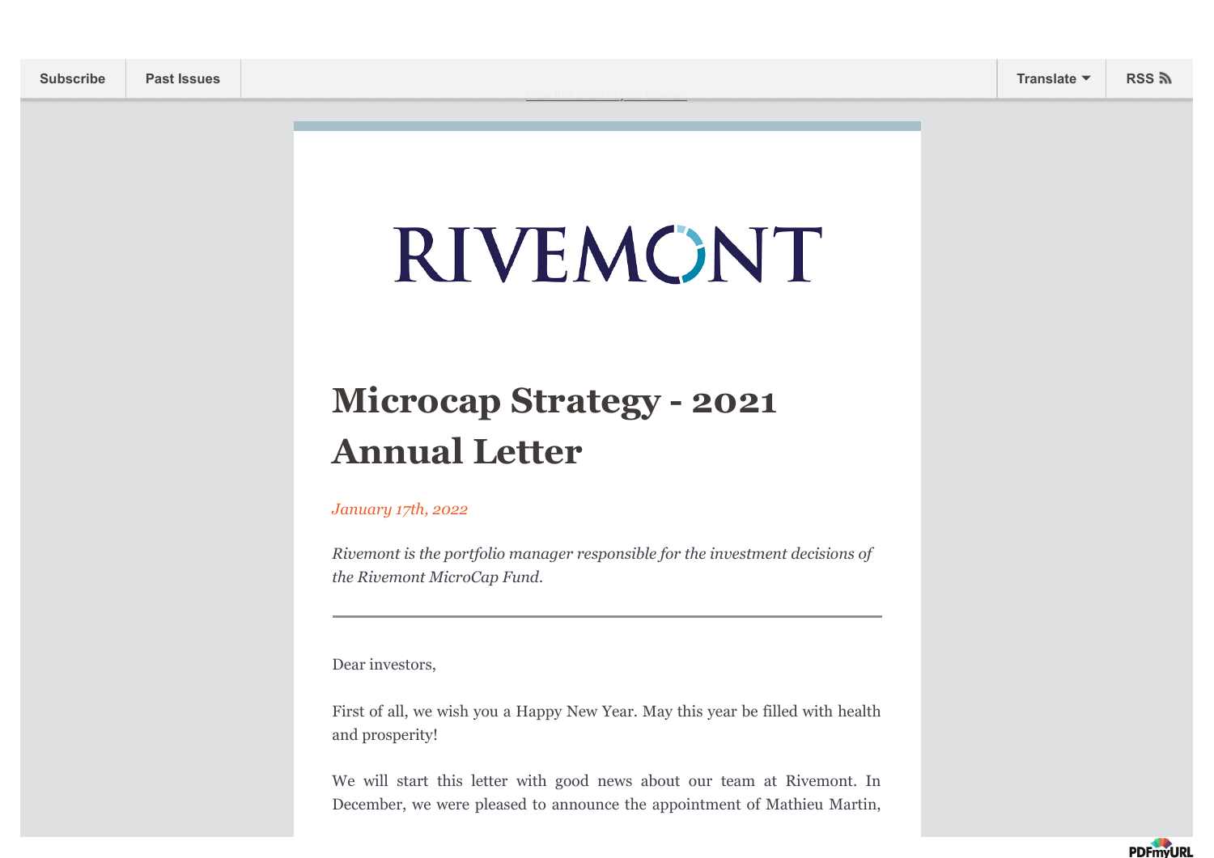RIVEMONT

# Microcap Strategy - 2021 Annual Letter

*January 17th, 2022*

*Rivemont is the portfolio manager responsible for the investment decisions of the Rivemont MicroCap Fund.*

---

Dear investors,

First of all, we wish you a Happy New Year. May this year be filled with health and prosperity!

We will start this letter with good news about our team at Rivemont. In December, we were pleased to announce the appointment of Mathieu Martin,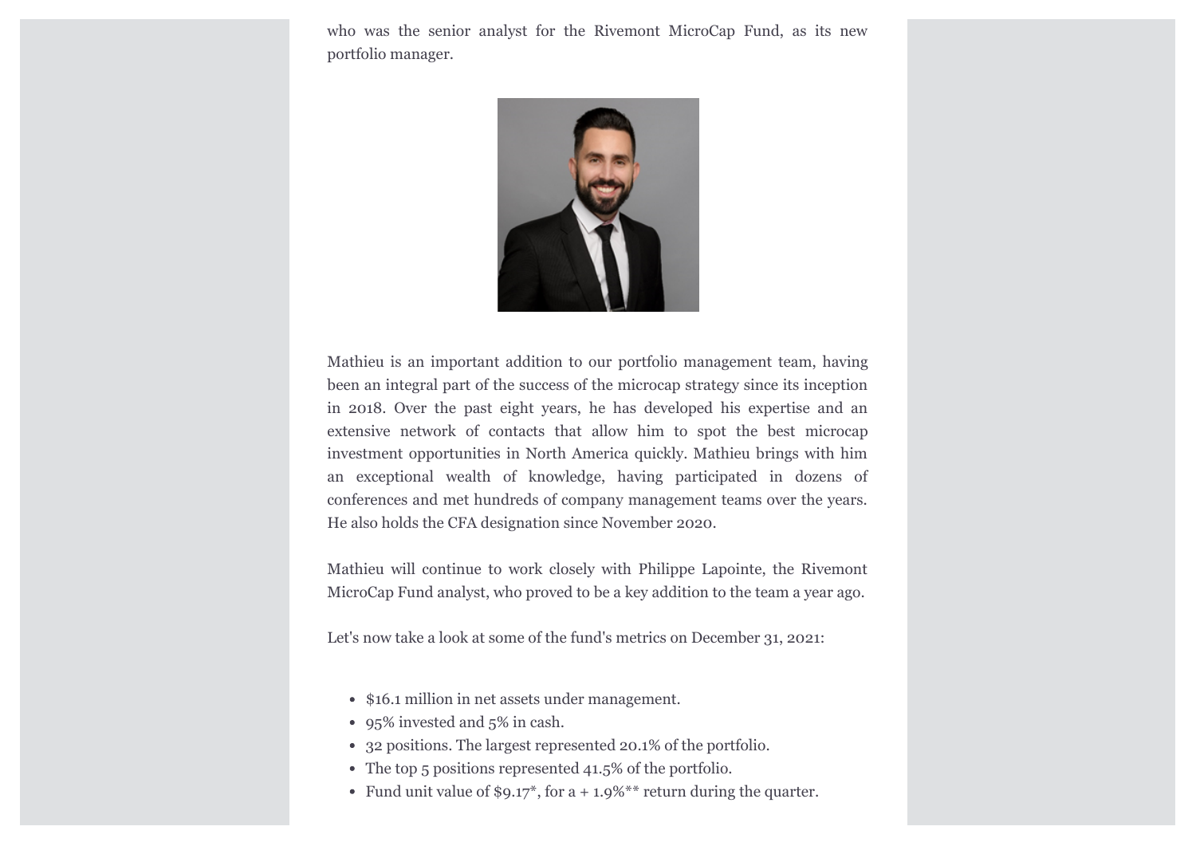who was the senior analyst for the Rivemont MicroCap Fund, as its new portfolio manager.

Mathieu is an important addition to our portfolio management team, having been an integral part of the success of the microcap strategy since its inception in 2018. Over the past eight years, he has developed his expertise and an extensive network of contacts that allow him to spot the best microcap investment opportunities in North America quickly. Mathieu brings with him an exceptional wealth of knowledge, having participated in dozens of conferences and met hundreds of company management teams over the years. He also holds the CFA designation since November 2020.

Mathieu will continue to work closely with Philippe Lapointe, the Rivemont MicroCap Fund analyst, who proved to be a key addition to the team a year ago.

Let's now take a look at some of the fund's metrics on December 31, 2021:

- $16.1 million in net assets under management.
- 95% invested and 5% in cash.
- 32 positions. The largest represented 20.1% of the portfolio.
- The top 5 positions represented 41.5% of the portfolio.
- Fund unit value of $9.17*, for a + 1.9%** return during the quarter.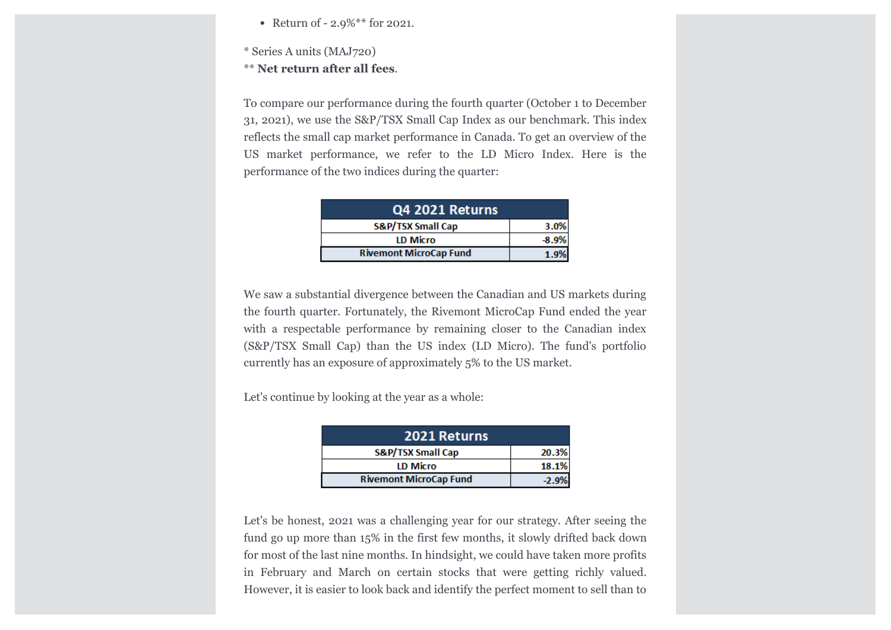- Return of - 2.9%** for 2021.

* Series A units (MAJ720)
** **Net return after all fees**.

To compare our performance during the fourth quarter (October 1 to December 31, 2021), we use the S&P/TSX Small Cap Index as our benchmark. This index reflects the small cap market performance in Canada. To get an overview of the US market performance, we refer to the LD Micro Index. Here is the performance of the two indices during the quarter:

| Q4 2021 Returns | |
|---|---|
| S&P/TSX Small Cap | 3.0% |
| LD Micro | -8.9% |
| Rivemont MicroCap Fund | 1.9% |

We saw a substantial divergence between the Canadian and US markets during the fourth quarter. Fortunately, the Rivemont MicroCap Fund ended the year with a respectable performance by remaining closer to the Canadian index (S&P/TSX Small Cap) than the US index (LD Micro). The fund's portfolio currently has an exposure of approximately 5% to the US market.

Let's continue by looking at the year as a whole:

| 2021 Returns | |
|---|---|
| S&P/TSX Small Cap | 20.3% |
| LD Micro | 18.1% |
| Rivemont MicroCap Fund | -2.9% |

Let's be honest, 2021 was a challenging year for our strategy. After seeing the fund go up more than 15% in the first few months, it slowly drifted back down for most of the last nine months. In hindsight, we could have taken more profits in February and March on certain stocks that were getting richly valued. However, it is easier to look back and identify the perfect moment to sell than to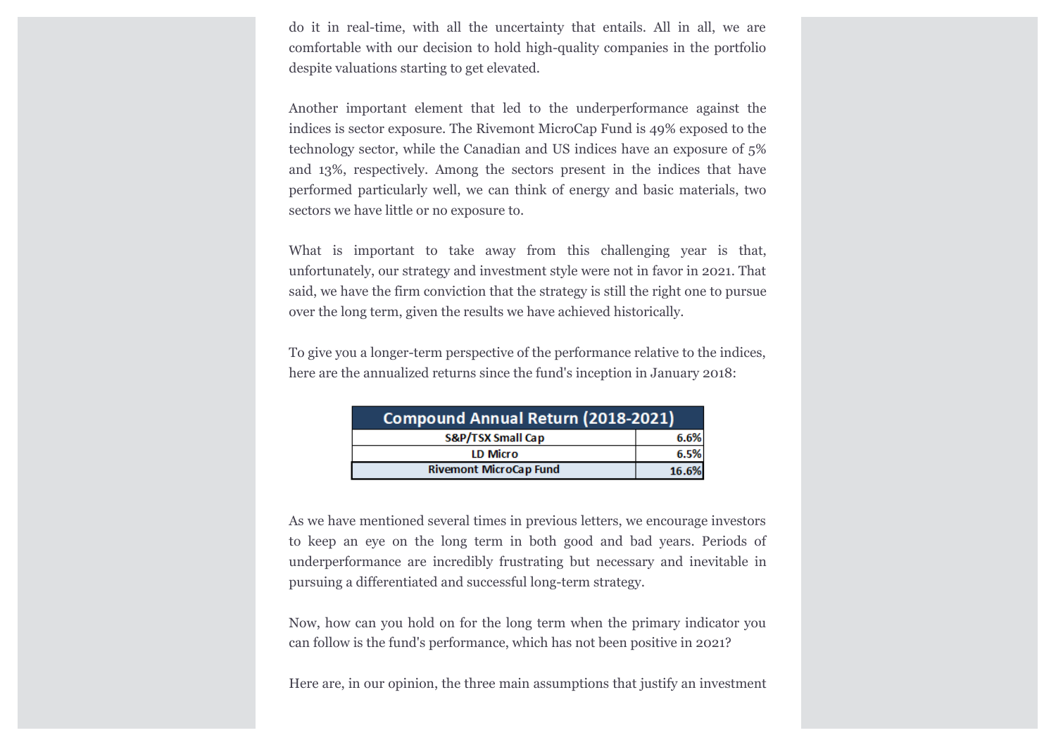do it in real-time, with all the uncertainty that entails. All in all, we are comfortable with our decision to hold high-quality companies in the portfolio despite valuations starting to get elevated.

Another important element that led to the underperformance against the indices is sector exposure. The Rivemont MicroCap Fund is 49% exposed to the technology sector, while the Canadian and US indices have an exposure of 5% and 13%, respectively. Among the sectors present in the indices that have performed particularly well, we can think of energy and basic materials, two sectors we have little or no exposure to.

What is important to take away from this challenging year is that, unfortunately, our strategy and investment style were not in favor in 2021. That said, we have the firm conviction that the strategy is still the right one to pursue over the long term, given the results we have achieved historically.

To give you a longer-term perspective of the performance relative to the indices, here are the annualized returns since the fund's inception in January 2018:

| Compound Annual Return (2018-2021) | |
|---|---|
| **S&P/TSX Small Cap** | **6.6%** |
| **LD Micro** | **6.5%** |
| **Rivemont MicroCap Fund** | **16.6%** |

As we have mentioned several times in previous letters, we encourage investors to keep an eye on the long term in both good and bad years. Periods of underperformance are incredibly frustrating but necessary and inevitable in pursuing a differentiated and successful long-term strategy.

Now, how can you hold on for the long term when the primary indicator you can follow is the fund's performance, which has not been positive in 2021?

Here are, in our opinion, the three main assumptions that justify an investment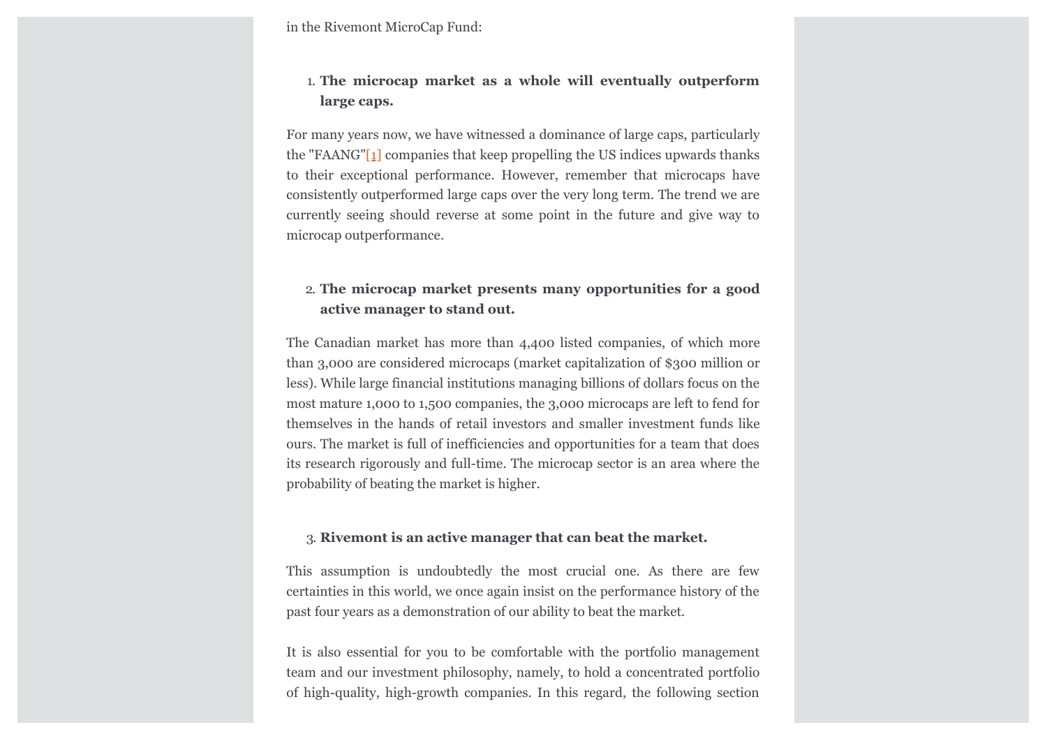in the Rivemont MicroCap Fund:

1. **The microcap market as a whole will eventually outperform large caps.**

For many years now, we have witnessed a dominance of large caps, particularly the "FAANG"[1] companies that keep propelling the US indices upwards thanks to their exceptional performance. However, remember that microcaps have consistently outperformed large caps over the very long term. The trend we are currently seeing should reverse at some point in the future and give way to microcap outperformance.

2. **The microcap market presents many opportunities for a good active manager to stand out.**

The Canadian market has more than 4,400 listed companies, of which more than 3,000 are considered microcaps (market capitalization of $300 million or less). While large financial institutions managing billions of dollars focus on the most mature 1,000 to 1,500 companies, the 3,000 microcaps are left to fend for themselves in the hands of retail investors and smaller investment funds like ours. The market is full of inefficiencies and opportunities for a team that does its research rigorously and full-time. The microcap sector is an area where the probability of beating the market is higher.

3. **Rivemont is an active manager that can beat the market.**

This assumption is undoubtedly the most crucial one. As there are few certainties in this world, we once again insist on the performance history of the past four years as a demonstration of our ability to beat the market.

It is also essential for you to be comfortable with the portfolio management team and our investment philosophy, namely, to hold a concentrated portfolio of high-quality, high-growth companies. In this regard, the following section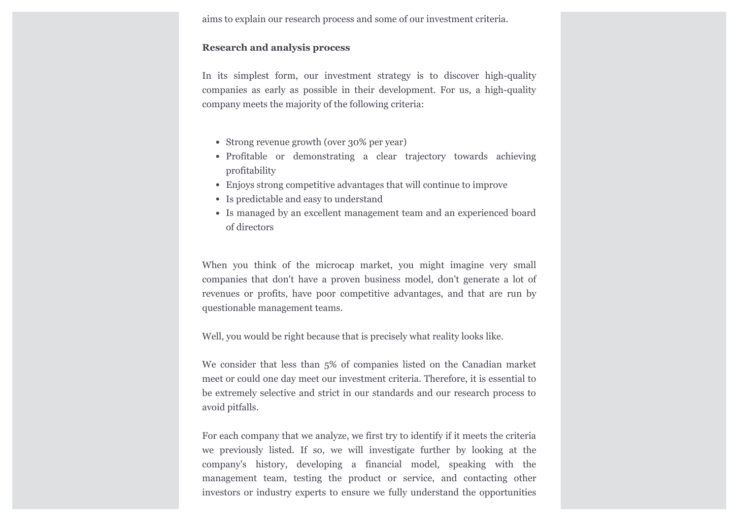aims to explain our research process and some of our investment criteria.

**Research and analysis process**

In its simplest form, our investment strategy is to discover high-quality companies as early as possible in their development. For us, a high-quality company meets the majority of the following criteria:

- Strong revenue growth (over 30% per year)
- Profitable or demonstrating a clear trajectory towards achieving profitability
- Enjoys strong competitive advantages that will continue to improve
- Is predictable and easy to understand
- Is managed by an excellent management team and an experienced board of directors

When you think of the microcap market, you might imagine very small companies that don't have a proven business model, don't generate a lot of revenues or profits, have poor competitive advantages, and that are run by questionable management teams.

Well, you would be right because that is precisely what reality looks like.

We consider that less than 5% of companies listed on the Canadian market meet or could one day meet our investment criteria. Therefore, it is essential to be extremely selective and strict in our standards and our research process to avoid pitfalls.

For each company that we analyze, we first try to identify if it meets the criteria we previously listed. If so, we will investigate further by looking at the company's history, developing a financial model, speaking with the management team, testing the product or service, and contacting other investors or industry experts to ensure we fully understand the opportunities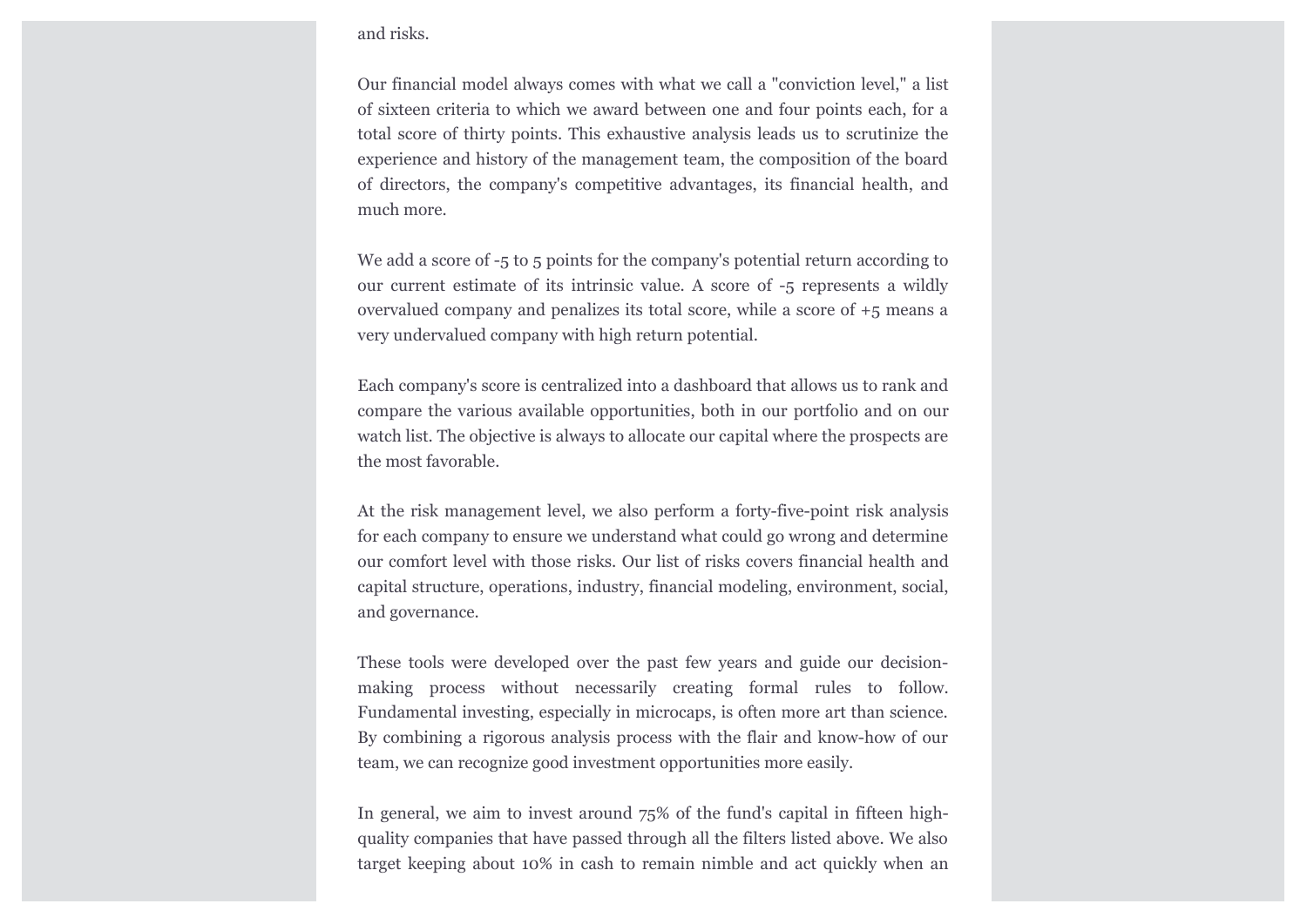and risks.

Our financial model always comes with what we call a "conviction level," a list of sixteen criteria to which we award between one and four points each, for a total score of thirty points. This exhaustive analysis leads us to scrutinize the experience and history of the management team, the composition of the board of directors, the company's competitive advantages, its financial health, and much more.

We add a score of -5 to 5 points for the company's potential return according to our current estimate of its intrinsic value. A score of -5 represents a wildly overvalued company and penalizes its total score, while a score of +5 means a very undervalued company with high return potential.

Each company's score is centralized into a dashboard that allows us to rank and compare the various available opportunities, both in our portfolio and on our watch list. The objective is always to allocate our capital where the prospects are the most favorable.

At the risk management level, we also perform a forty-five-point risk analysis for each company to ensure we understand what could go wrong and determine our comfort level with those risks. Our list of risks covers financial health and capital structure, operations, industry, financial modeling, environment, social, and governance.

These tools were developed over the past few years and guide our decision-making process without necessarily creating formal rules to follow. Fundamental investing, especially in microcaps, is often more art than science. By combining a rigorous analysis process with the flair and know-how of our team, we can recognize good investment opportunities more easily.

In general, we aim to invest around 75% of the fund's capital in fifteen high-quality companies that have passed through all the filters listed above. We also target keeping about 10% in cash to remain nimble and act quickly when an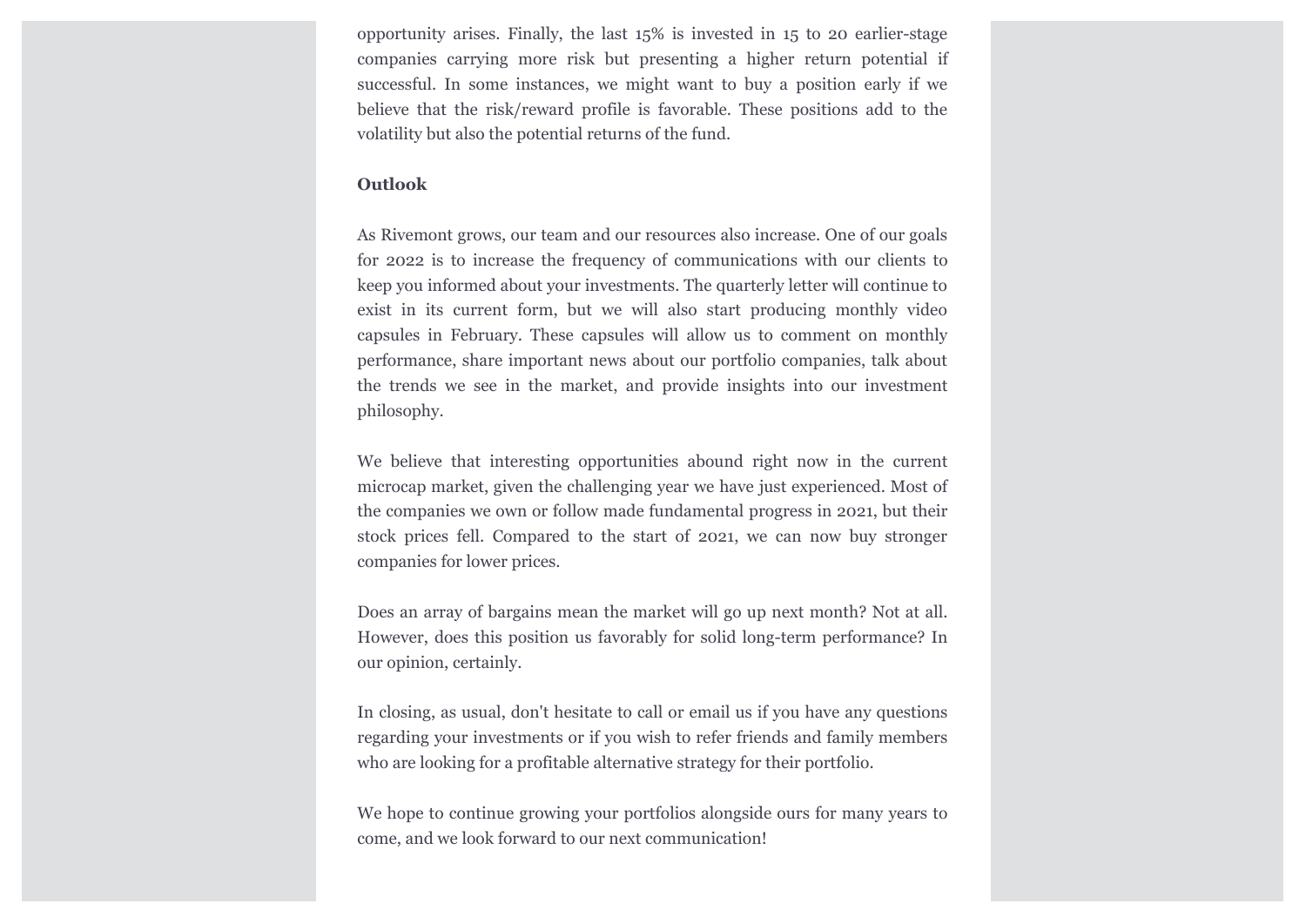opportunity arises. Finally, the last 15% is invested in 15 to 20 earlier-stage companies carrying more risk but presenting a higher return potential if successful. In some instances, we might want to buy a position early if we believe that the risk/reward profile is favorable. These positions add to the volatility but also the potential returns of the fund.

**Outlook**

As Rivemont grows, our team and our resources also increase. One of our goals for 2022 is to increase the frequency of communications with our clients to keep you informed about your investments. The quarterly letter will continue to exist in its current form, but we will also start producing monthly video capsules in February. These capsules will allow us to comment on monthly performance, share important news about our portfolio companies, talk about the trends we see in the market, and provide insights into our investment philosophy.

We believe that interesting opportunities abound right now in the current microcap market, given the challenging year we have just experienced. Most of the companies we own or follow made fundamental progress in 2021, but their stock prices fell. Compared to the start of 2021, we can now buy stronger companies for lower prices.

Does an array of bargains mean the market will go up next month? Not at all. However, does this position us favorably for solid long-term performance? In our opinion, certainly.

In closing, as usual, don't hesitate to call or email us if you have any questions regarding your investments or if you wish to refer friends and family members who are looking for a profitable alternative strategy for their portfolio.

We hope to continue growing your portfolios alongside ours for many years to come, and we look forward to our next communication!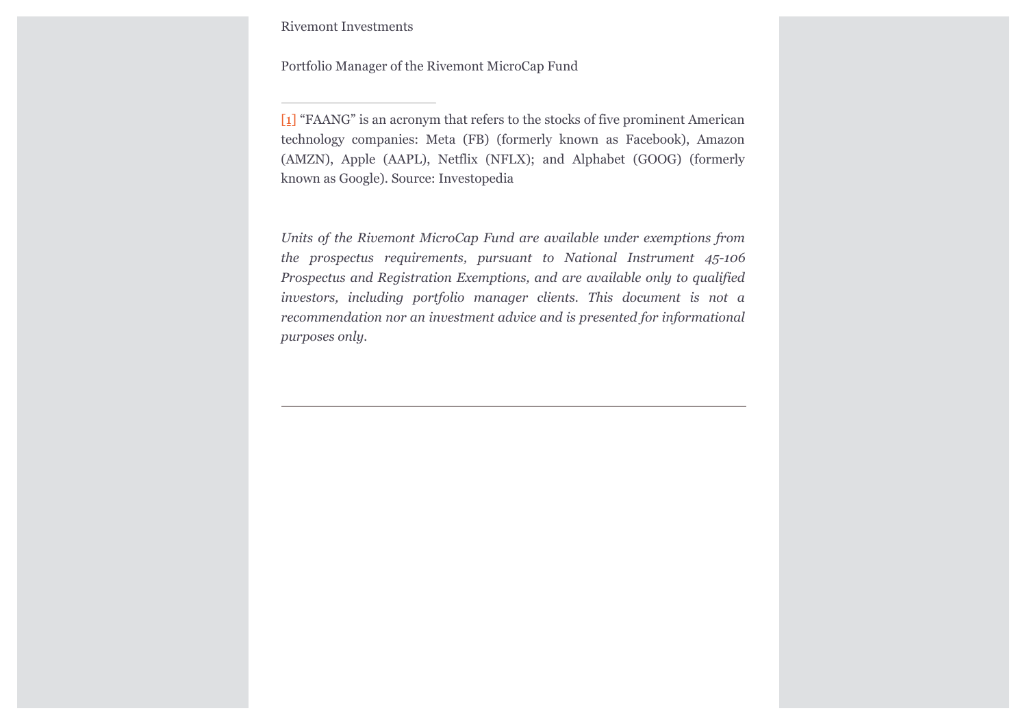Rivemont Investments

Portfolio Manager of the Rivemont MicroCap Fund

---

[1] "FAANG" is an acronym that refers to the stocks of five prominent American technology companies: Meta (FB) (formerly known as Facebook), Amazon (AMZN), Apple (AAPL), Netflix (NFLX); and Alphabet (GOOG) (formerly known as Google). Source: Investopedia

*Units of the Rivemont MicroCap Fund are available under exemptions from the prospectus requirements, pursuant to National Instrument 45-106 Prospectus and Registration Exemptions, and are available only to qualified investors, including portfolio manager clients. This document is not a recommendation nor an investment advice and is presented for informational purposes only.*

---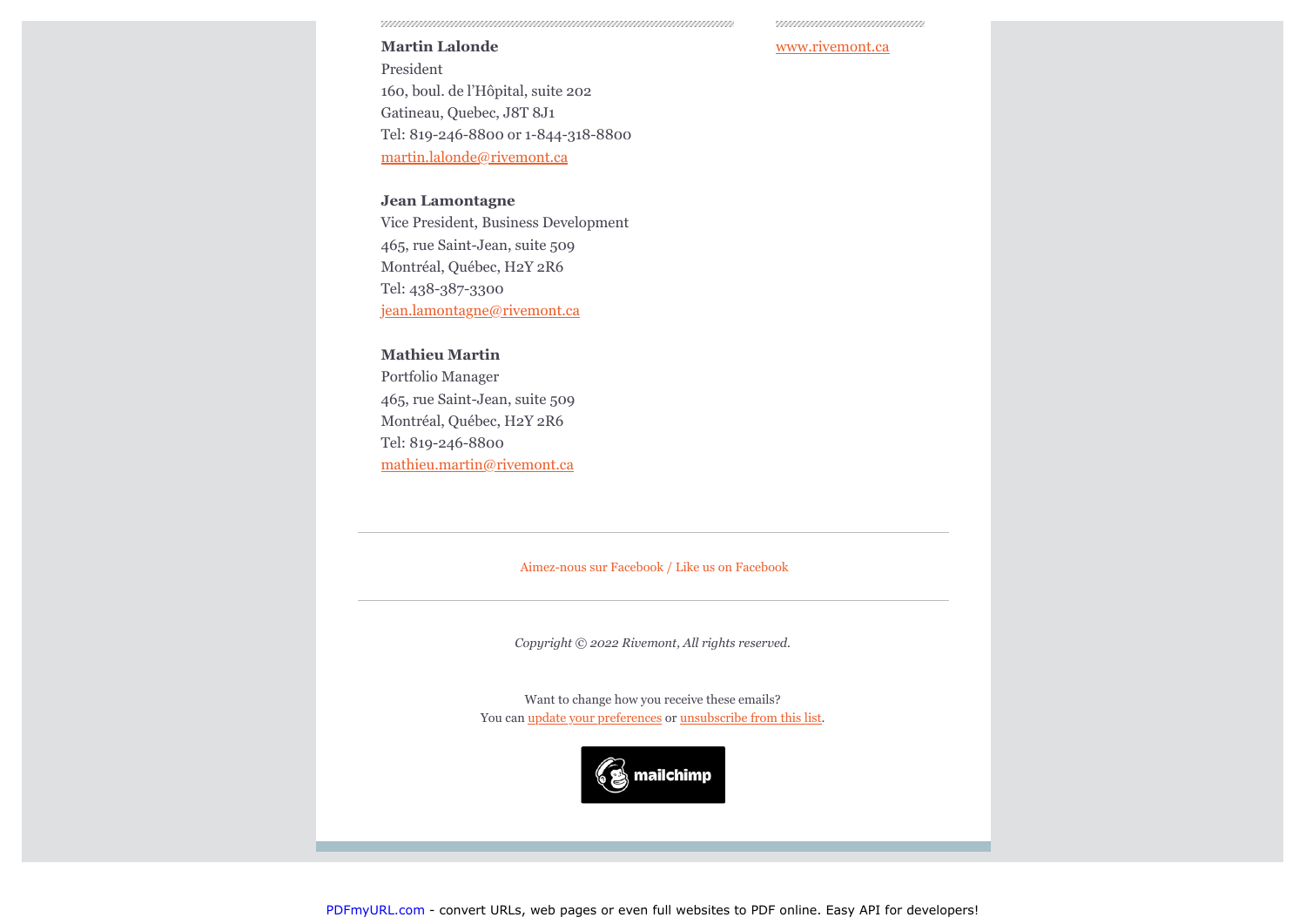**Martin Lalonde**
President
160, boul. de l'Hôpital, suite 202
Gatineau, Quebec, J8T 8J1
Tel: 819-246-8800 or 1-844-318-8800
martin.lalonde@rivemont.ca

**Jean Lamontagne**
Vice President, Business Development
465, rue Saint-Jean, suite 509
Montréal, Québec, H2Y 2R6
Tel: 438-387-3300
jean.lamontagne@rivemont.ca

**Mathieu Martin**
Portfolio Manager
465, rue Saint-Jean, suite 509
Montréal, Québec, H2Y 2R6
Tel: 819-246-8800
mathieu.martin@rivemont.ca

www.rivemont.ca

---

Aimez-nous sur Facebook / Like us on Facebook

---

*Copyright © 2022 Rivemont, All rights reserved.*

Want to change how you receive these emails?
You can update your preferences or unsubscribe from this list.

mailchimp